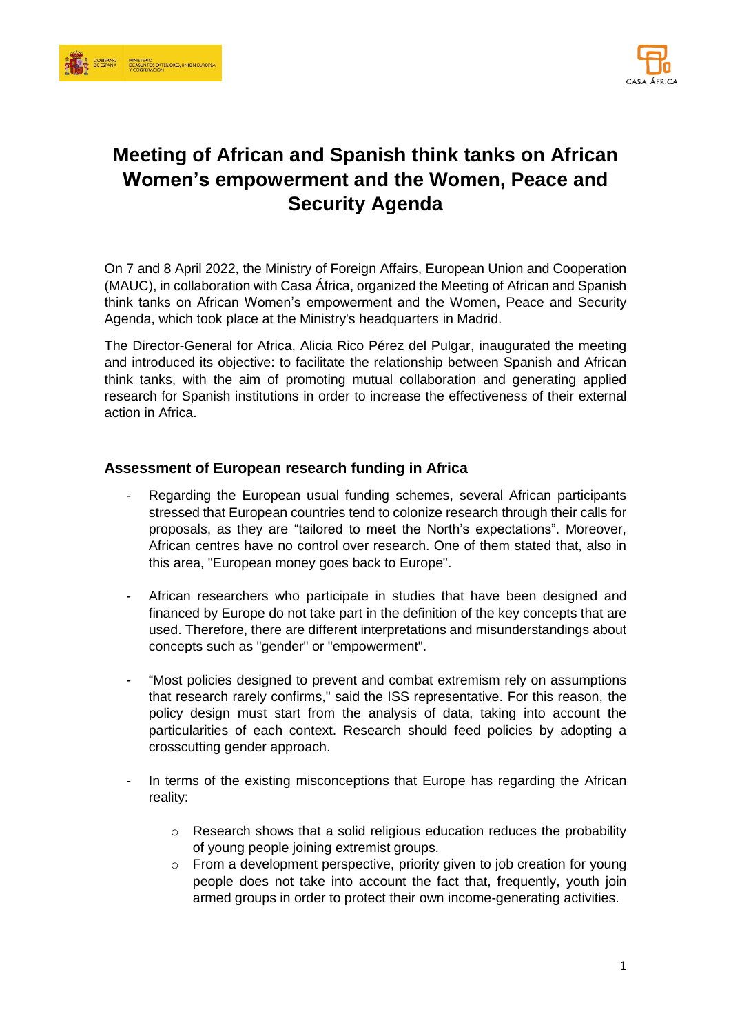# Meeting of African and Spanish think tanks on African Women's empowerment and the Women, Peace and Security Agenda

On 7 and 8 April 2022, the Ministry of Foreign Affairs, European Union and Cooperation (MAUC), in collaboration with Casa África, organized the Meeting of African and Spanish think tanks on African Women's empowerment and the Women, Peace and Security Agenda, which took place at the Ministry's headquarters in Madrid.

The Director-General for Africa, Alicia Rico Pérez del Pulgar, inaugurated the meeting and introduced its objective: to facilitate the relationship between Spanish and African think tanks, with the aim of promoting mutual collaboration and generating applied research for Spanish institutions in order to increase the effectiveness of their external action in Africa.

## Assessment of European research funding in Africa

- Regarding the European usual funding schemes, several African participants stressed that European countries tend to colonize research through their calls for proposals, as they are "tailored to meet the North's expectations". Moreover, African centres have no control over research. One of them stated that, also in this area, "European money goes back to Europe".

- African researchers who participate in studies that have been designed and financed by Europe do not take part in the definition of the key concepts that are used. Therefore, there are different interpretations and misunderstandings about concepts such as "gender" or "empowerment".

- "Most policies designed to prevent and combat extremism rely on assumptions that research rarely confirms," said the ISS representative. For this reason, the policy design must start from the analysis of data, taking into account the particularities of each context. Research should feed policies by adopting a crosscutting gender approach.

- In terms of the existing misconceptions that Europe has regarding the African reality:

    - Research shows that a solid religious education reduces the probability of young people joining extremist groups.
    - From a development perspective, priority given to job creation for young people does not take into account the fact that, frequently, youth join armed groups in order to protect their own income-generating activities.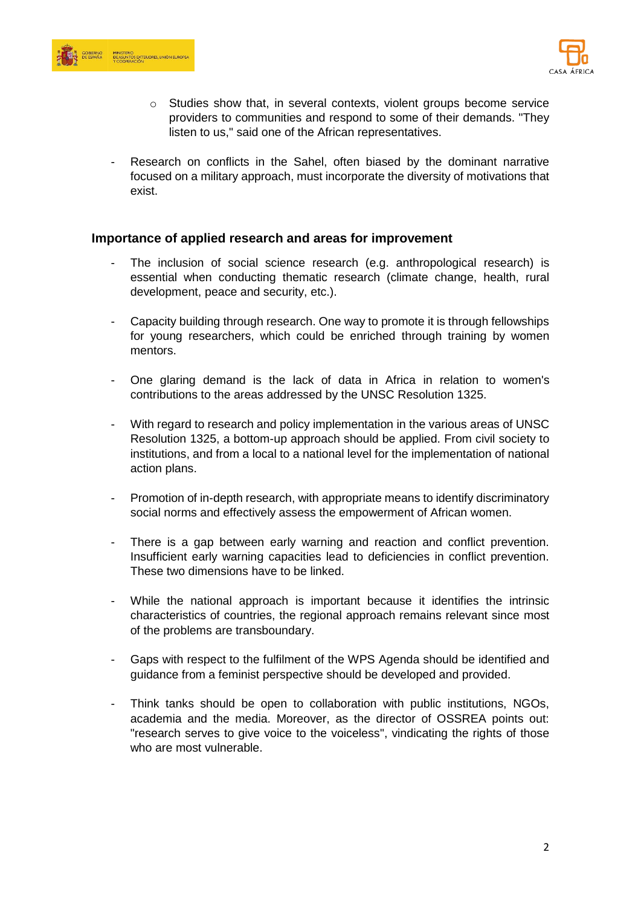- Studies show that, in several contexts, violent groups become service providers to communities and respond to some of their demands. "They listen to us," said one of the African representatives.

- Research on conflicts in the Sahel, often biased by the dominant narrative focused on a military approach, must incorporate the diversity of motivations that exist.

### Importance of applied research and areas for improvement

- The inclusion of social science research (e.g. anthropological research) is essential when conducting thematic research (climate change, health, rural development, peace and security, etc.).

- Capacity building through research. One way to promote it is through fellowships for young researchers, which could be enriched through training by women mentors.

- One glaring demand is the lack of data in Africa in relation to women's contributions to the areas addressed by the UNSC Resolution 1325.

- With regard to research and policy implementation in the various areas of UNSC Resolution 1325, a bottom-up approach should be applied. From civil society to institutions, and from a local to a national level for the implementation of national action plans.

- Promotion of in-depth research, with appropriate means to identify discriminatory social norms and effectively assess the empowerment of African women.

- There is a gap between early warning and reaction and conflict prevention. Insufficient early warning capacities lead to deficiencies in conflict prevention. These two dimensions have to be linked.

- While the national approach is important because it identifies the intrinsic characteristics of countries, the regional approach remains relevant since most of the problems are transboundary.

- Gaps with respect to the fulfilment of the WPS Agenda should be identified and guidance from a feminist perspective should be developed and provided.

- Think tanks should be open to collaboration with public institutions, NGOs, academia and the media. Moreover, as the director of OSSREA points out: "research serves to give voice to the voiceless", vindicating the rights of those who are most vulnerable.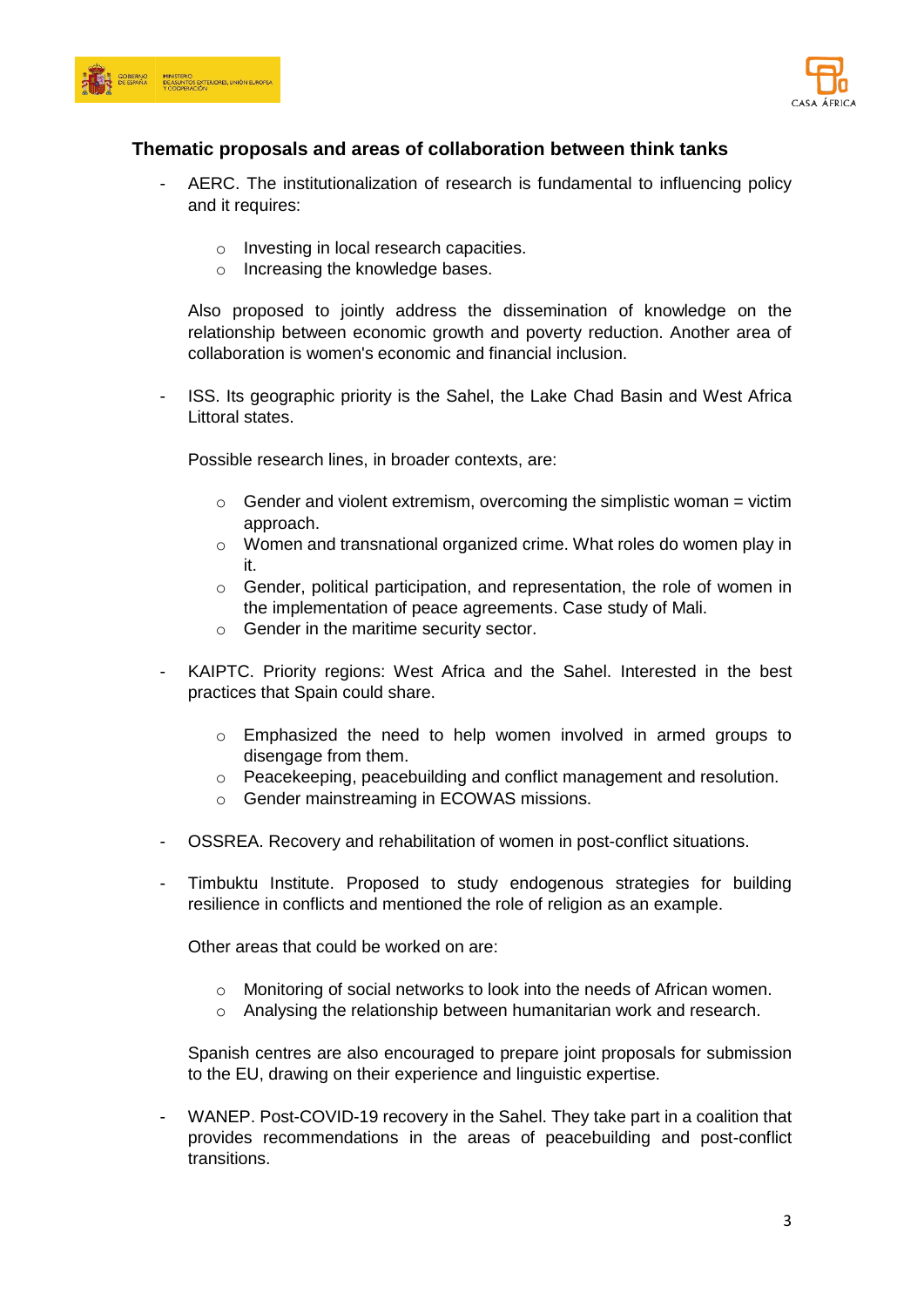### Thematic proposals and areas of collaboration between think tanks

- AERC. The institutionalization of research is fundamental to influencing policy and it requires:

    - Investing in local research capacities.
    - Increasing the knowledge bases.

  Also proposed to jointly address the dissemination of knowledge on the relationship between economic growth and poverty reduction. Another area of collaboration is women's economic and financial inclusion.

- ISS. Its geographic priority is the Sahel, the Lake Chad Basin and West Africa Littoral states.

  Possible research lines, in broader contexts, are:

    - Gender and violent extremism, overcoming the simplistic woman = victim approach.
    - Women and transnational organized crime. What roles do women play in it.
    - Gender, political participation, and representation, the role of women in the implementation of peace agreements. Case study of Mali.
    - Gender in the maritime security sector.

- KAIPTC. Priority regions: West Africa and the Sahel. Interested in the best practices that Spain could share.

    - Emphasized the need to help women involved in armed groups to disengage from them.
    - Peacekeeping, peacebuilding and conflict management and resolution.
    - Gender mainstreaming in ECOWAS missions.

- OSSREA. Recovery and rehabilitation of women in post-conflict situations.

- Timbuktu Institute. Proposed to study endogenous strategies for building resilience in conflicts and mentioned the role of religion as an example.

  Other areas that could be worked on are:

    - Monitoring of social networks to look into the needs of African women.
    - Analysing the relationship between humanitarian work and research.

  Spanish centres are also encouraged to prepare joint proposals for submission to the EU, drawing on their experience and linguistic expertise.

- WANEP. Post-COVID-19 recovery in the Sahel. They take part in a coalition that provides recommendations in the areas of peacebuilding and post-conflict transitions.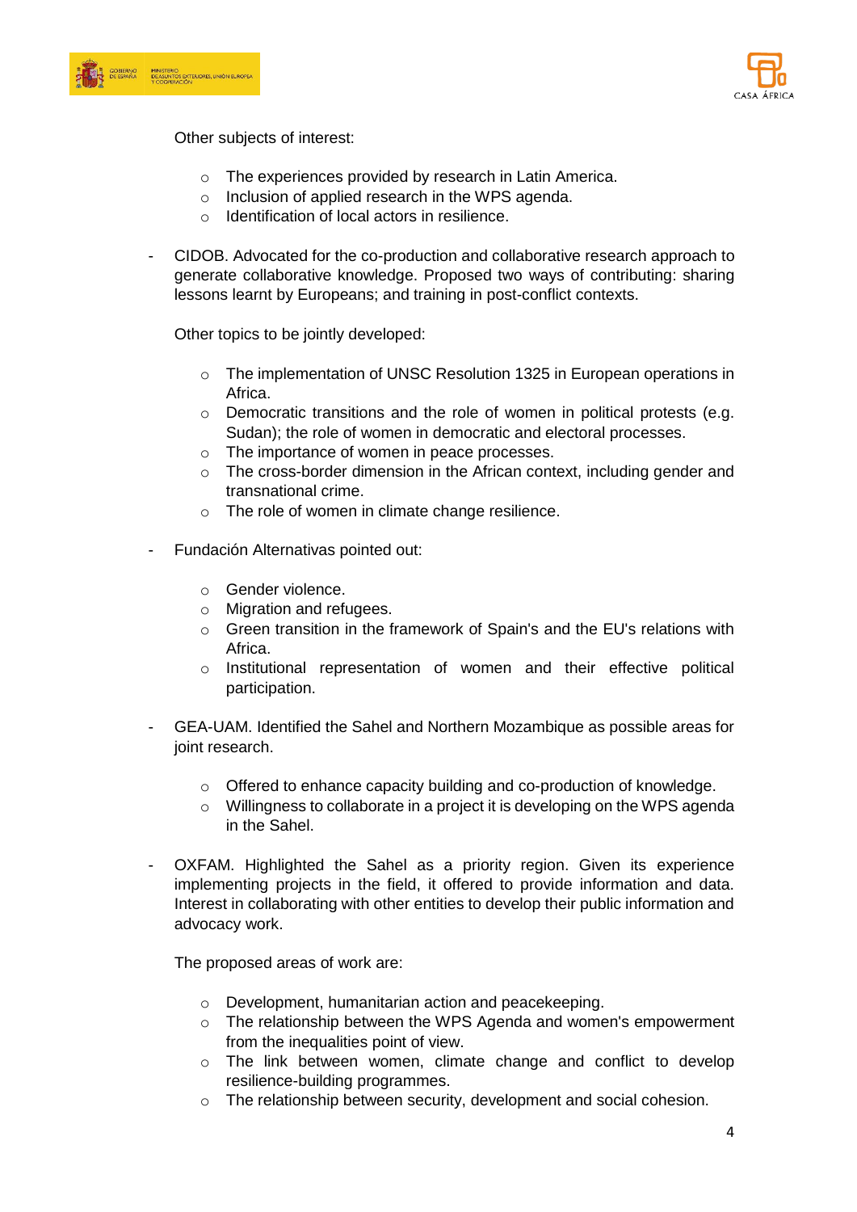Other subjects of interest:

- The experiences provided by research in Latin America.
- Inclusion of applied research in the WPS agenda.
- Identification of local actors in resilience.

- CIDOB. Advocated for the co-production and collaborative research approach to generate collaborative knowledge. Proposed two ways of contributing: sharing lessons learnt by Europeans; and training in post-conflict contexts.

  Other topics to be jointly developed:

  - The implementation of UNSC Resolution 1325 in European operations in Africa.
  - Democratic transitions and the role of women in political protests (e.g. Sudan); the role of women in democratic and electoral processes.
  - The importance of women in peace processes.
  - The cross-border dimension in the African context, including gender and transnational crime.
  - The role of women in climate change resilience.

- Fundación Alternativas pointed out:

  - Gender violence.
  - Migration and refugees.
  - Green transition in the framework of Spain's and the EU's relations with Africa.
  - Institutional representation of women and their effective political participation.

- GEA-UAM. Identified the Sahel and Northern Mozambique as possible areas for joint research.

  - Offered to enhance capacity building and co-production of knowledge.
  - Willingness to collaborate in a project it is developing on the WPS agenda in the Sahel.

- OXFAM. Highlighted the Sahel as a priority region. Given its experience implementing projects in the field, it offered to provide information and data. Interest in collaborating with other entities to develop their public information and advocacy work.

  The proposed areas of work are:

  - Development, humanitarian action and peacekeeping.
  - The relationship between the WPS Agenda and women's empowerment from the inequalities point of view.
  - The link between women, climate change and conflict to develop resilience-building programmes.
  - The relationship between security, development and social cohesion.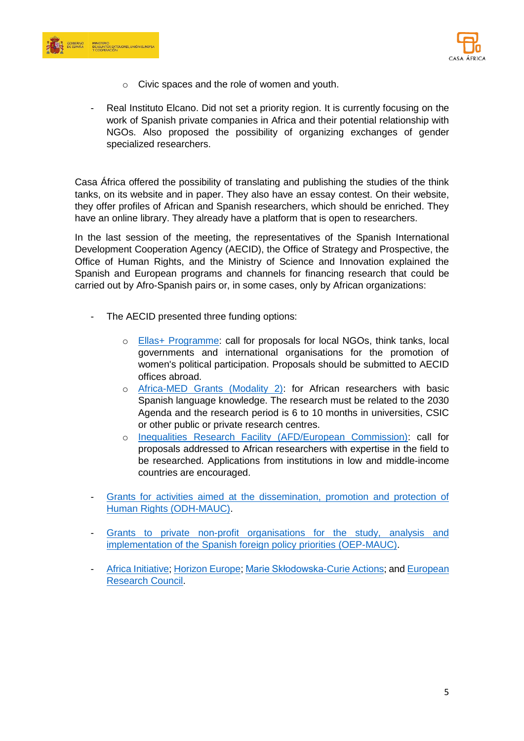- Civic spaces and the role of women and youth.

- Real Instituto Elcano. Did not set a priority region. It is currently focusing on the work of Spanish private companies in Africa and their potential relationship with NGOs. Also proposed the possibility of organizing exchanges of gender specialized researchers.

Casa África offered the possibility of translating and publishing the studies of the think tanks, on its website and in paper. They also have an essay contest. On their website, they offer profiles of African and Spanish researchers, which should be enriched. They have an online library. They already have a platform that is open to researchers.

In the last session of the meeting, the representatives of the Spanish International Development Cooperation Agency (AECID), the Office of Strategy and Prospective, the Office of Human Rights, and the Ministry of Science and Innovation explained the Spanish and European programs and channels for financing research that could be carried out by Afro-Spanish pairs or, in some cases, only by African organizations:

- The AECID presented three funding options:
  - Ellas+ Programme: call for proposals for local NGOs, think tanks, local governments and international organisations for the promotion of women's political participation. Proposals should be submitted to AECID offices abroad.
  - Africa-MED Grants (Modality 2): for African researchers with basic Spanish language knowledge. The research must be related to the 2030 Agenda and the research period is 6 to 10 months in universities, CSIC or other public or private research centres.
  - Inequalities Research Facility (AFD/European Commission): call for proposals addressed to African researchers with expertise in the field to be researched. Applications from institutions in low and middle-income countries are encouraged.

- Grants for activities aimed at the dissemination, promotion and protection of Human Rights (ODH-MAUC).

- Grants to private non-profit organisations for the study, analysis and implementation of the Spanish foreign policy priorities (OEP-MAUC).

- Africa Initiative; Horizon Europe; Marie Skłodowska-Curie Actions; and European Research Council.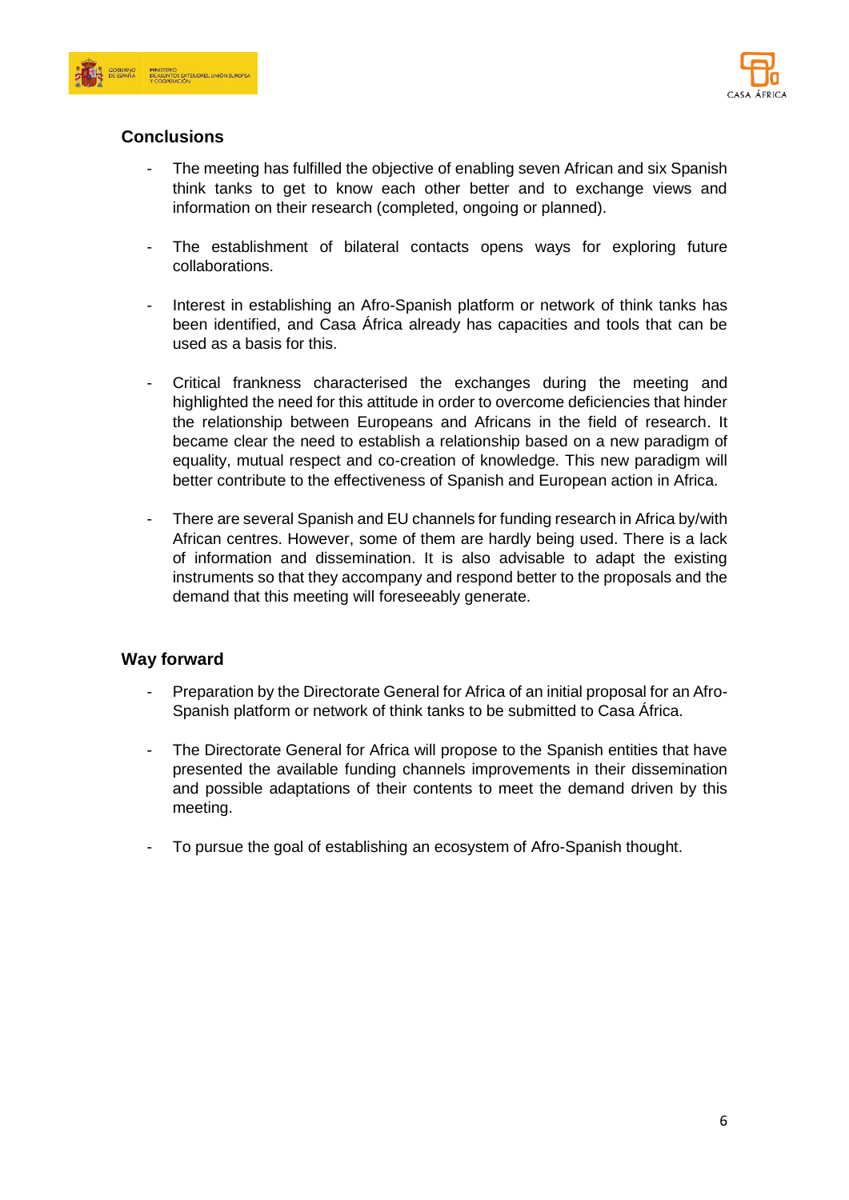## Conclusions

- The meeting has fulfilled the objective of enabling seven African and six Spanish think tanks to get to know each other better and to exchange views and information on their research (completed, ongoing or planned).

- The establishment of bilateral contacts opens ways for exploring future collaborations.

- Interest in establishing an Afro-Spanish platform or network of think tanks has been identified, and Casa África already has capacities and tools that can be used as a basis for this.

- Critical frankness characterised the exchanges during the meeting and highlighted the need for this attitude in order to overcome deficiencies that hinder the relationship between Europeans and Africans in the field of research. It became clear the need to establish a relationship based on a new paradigm of equality, mutual respect and co-creation of knowledge. This new paradigm will better contribute to the effectiveness of Spanish and European action in Africa.

- There are several Spanish and EU channels for funding research in Africa by/with African centres. However, some of them are hardly being used. There is a lack of information and dissemination. It is also advisable to adapt the existing instruments so that they accompany and respond better to the proposals and the demand that this meeting will foreseeably generate.

## Way forward

- Preparation by the Directorate General for Africa of an initial proposal for an Afro-Spanish platform or network of think tanks to be submitted to Casa África.

- The Directorate General for Africa will propose to the Spanish entities that have presented the available funding channels improvements in their dissemination and possible adaptations of their contents to meet the demand driven by this meeting.

- To pursue the goal of establishing an ecosystem of Afro-Spanish thought.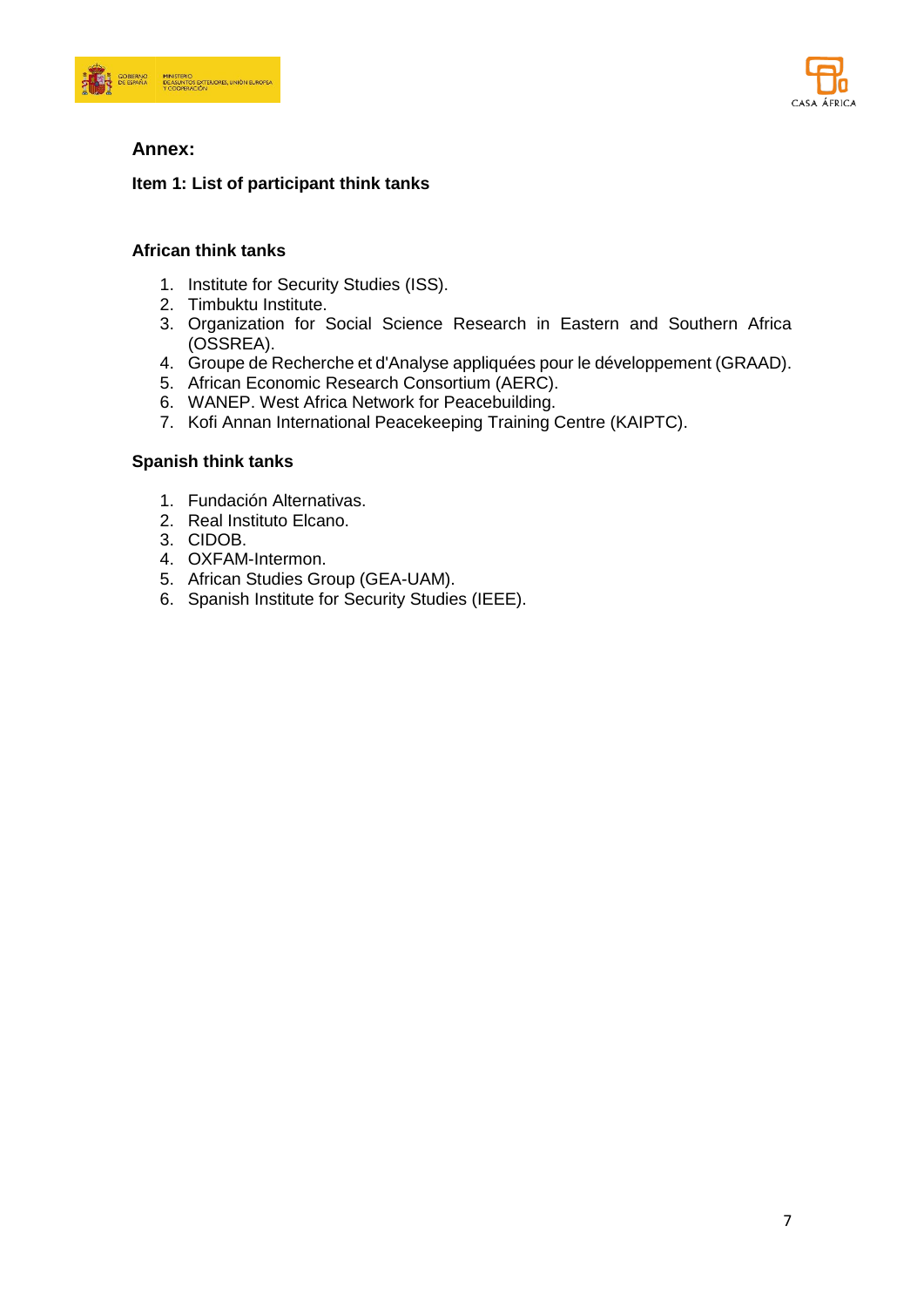## Annex:

**Item 1: List of participant think tanks**

**African think tanks**

1. Institute for Security Studies (ISS).
2. Timbuktu Institute.
3. Organization for Social Science Research in Eastern and Southern Africa (OSSREA).
4. Groupe de Recherche et d'Analyse appliquées pour le développement (GRAAD).
5. African Economic Research Consortium (AERC).
6. WANEP. West Africa Network for Peacebuilding.
7. Kofi Annan International Peacekeeping Training Centre (KAIPTC).

**Spanish think tanks**

1. Fundación Alternativas.
2. Real Instituto Elcano.
3. CIDOB.
4. OXFAM-Intermon.
5. African Studies Group (GEA-UAM).
6. Spanish Institute for Security Studies (IEEE).